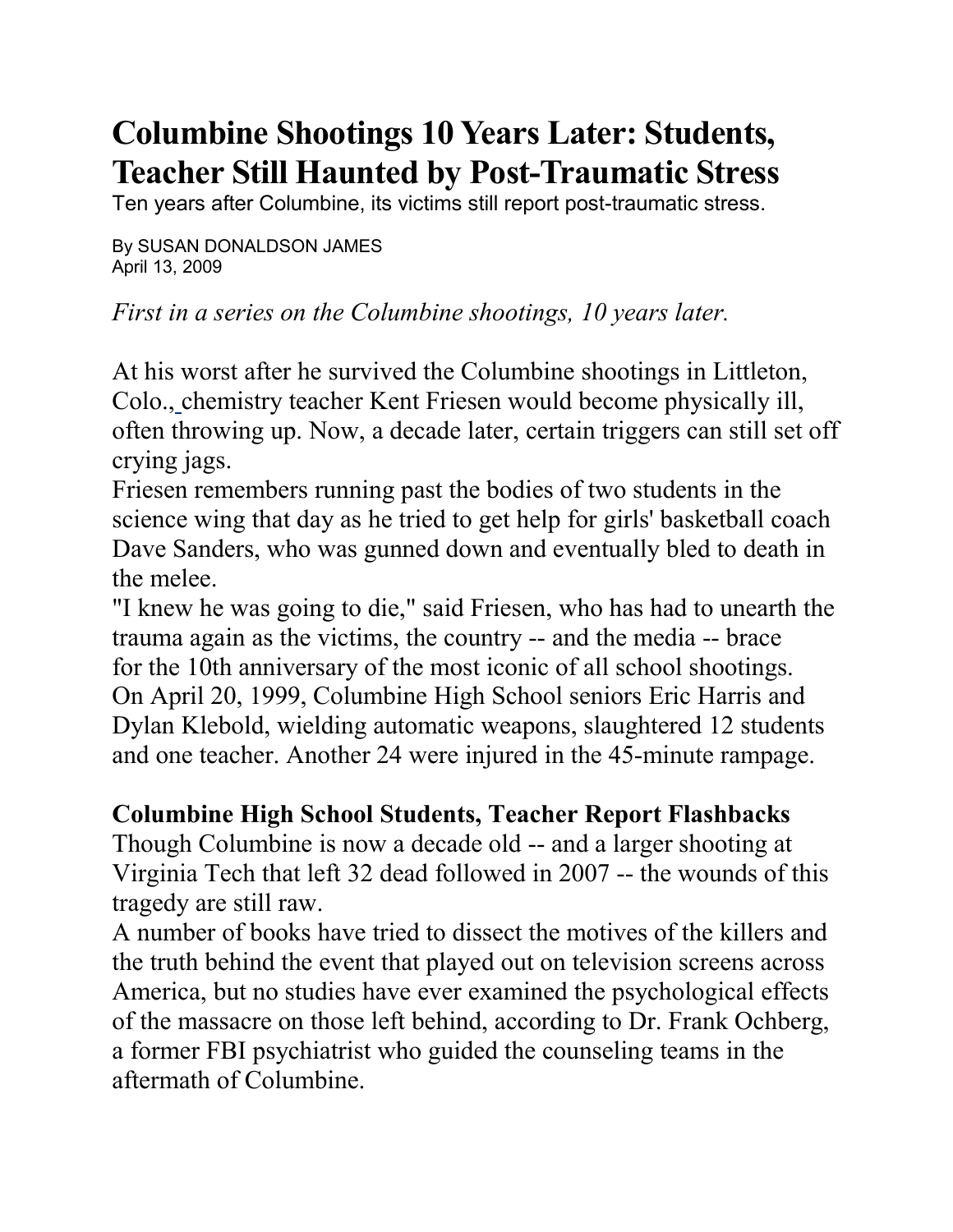# Columbine Shootings 10 Years Later: Students, Teacher Still Haunted by Post-Traumatic Stress

Ten years after Columbine, its victims still report post-traumatic stress.

By SUSAN DONALDSON JAMES
April 13, 2009

*First in a series on the Columbine shootings, 10 years later.*

At his worst after he survived the Columbine shootings in Littleton, Colo., chemistry teacher Kent Friesen would become physically ill, often throwing up. Now, a decade later, certain triggers can still set off crying jags.

Friesen remembers running past the bodies of two students in the science wing that day as he tried to get help for girls' basketball coach Dave Sanders, who was gunned down and eventually bled to death in the melee.

"I knew he was going to die," said Friesen, who has had to unearth the trauma again as the victims, the country -- and the media -- brace for the 10th anniversary of the most iconic of all school shootings.

On April 20, 1999, Columbine High School seniors Eric Harris and Dylan Klebold, wielding automatic weapons, slaughtered 12 students and one teacher. Another 24 were injured in the 45-minute rampage.

**Columbine High School Students, Teacher Report Flashbacks**

Though Columbine is now a decade old -- and a larger shooting at Virginia Tech that left 32 dead followed in 2007 -- the wounds of this tragedy are still raw.

A number of books have tried to dissect the motives of the killers and the truth behind the event that played out on television screens across America, but no studies have ever examined the psychological effects of the massacre on those left behind, according to Dr. Frank Ochberg, a former FBI psychiatrist who guided the counseling teams in the aftermath of Columbine.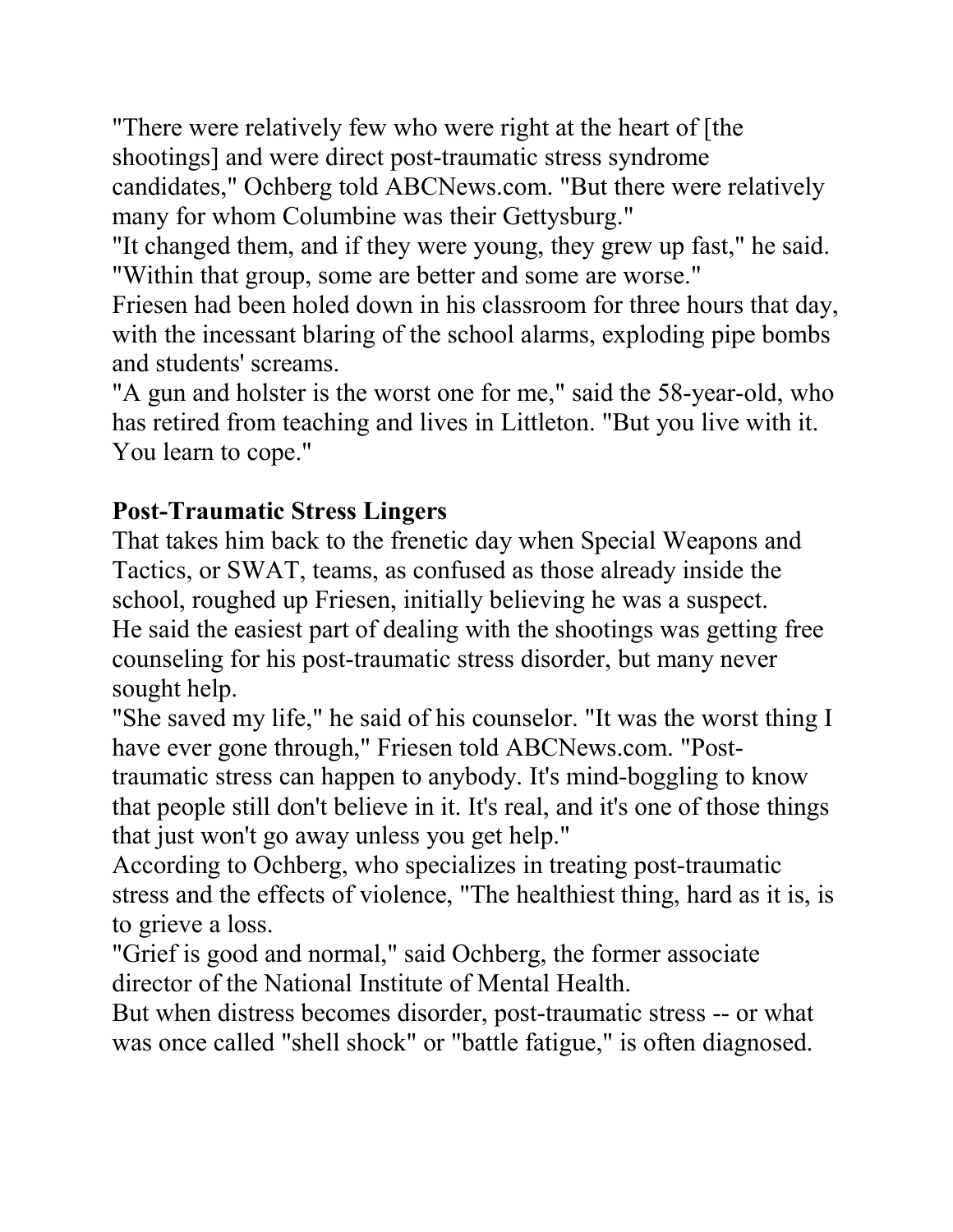"There were relatively few who were right at the heart of [the shootings] and were direct post-traumatic stress syndrome candidates," Ochberg told ABCNews.com. "But there were relatively many for whom Columbine was their Gettysburg."

"It changed them, and if they were young, they grew up fast," he said. "Within that group, some are better and some are worse."

Friesen had been holed down in his classroom for three hours that day, with the incessant blaring of the school alarms, exploding pipe bombs and students' screams.

"A gun and holster is the worst one for me," said the 58-year-old, who has retired from teaching and lives in Littleton. "But you live with it. You learn to cope."

**Post-Traumatic Stress Lingers**

That takes him back to the frenetic day when Special Weapons and Tactics, or SWAT, teams, as confused as those already inside the school, roughed up Friesen, initially believing he was a suspect.

He said the easiest part of dealing with the shootings was getting free counseling for his post-traumatic stress disorder, but many never sought help.

"She saved my life," he said of his counselor. "It was the worst thing I have ever gone through," Friesen told ABCNews.com. "Post-traumatic stress can happen to anybody. It's mind-boggling to know that people still don't believe in it. It's real, and it's one of those things that just won't go away unless you get help."

According to Ochberg, who specializes in treating post-traumatic stress and the effects of violence, "The healthiest thing, hard as it is, is to grieve a loss.

"Grief is good and normal," said Ochberg, the former associate director of the National Institute of Mental Health.

But when distress becomes disorder, post-traumatic stress -- or what was once called "shell shock" or "battle fatigue," is often diagnosed.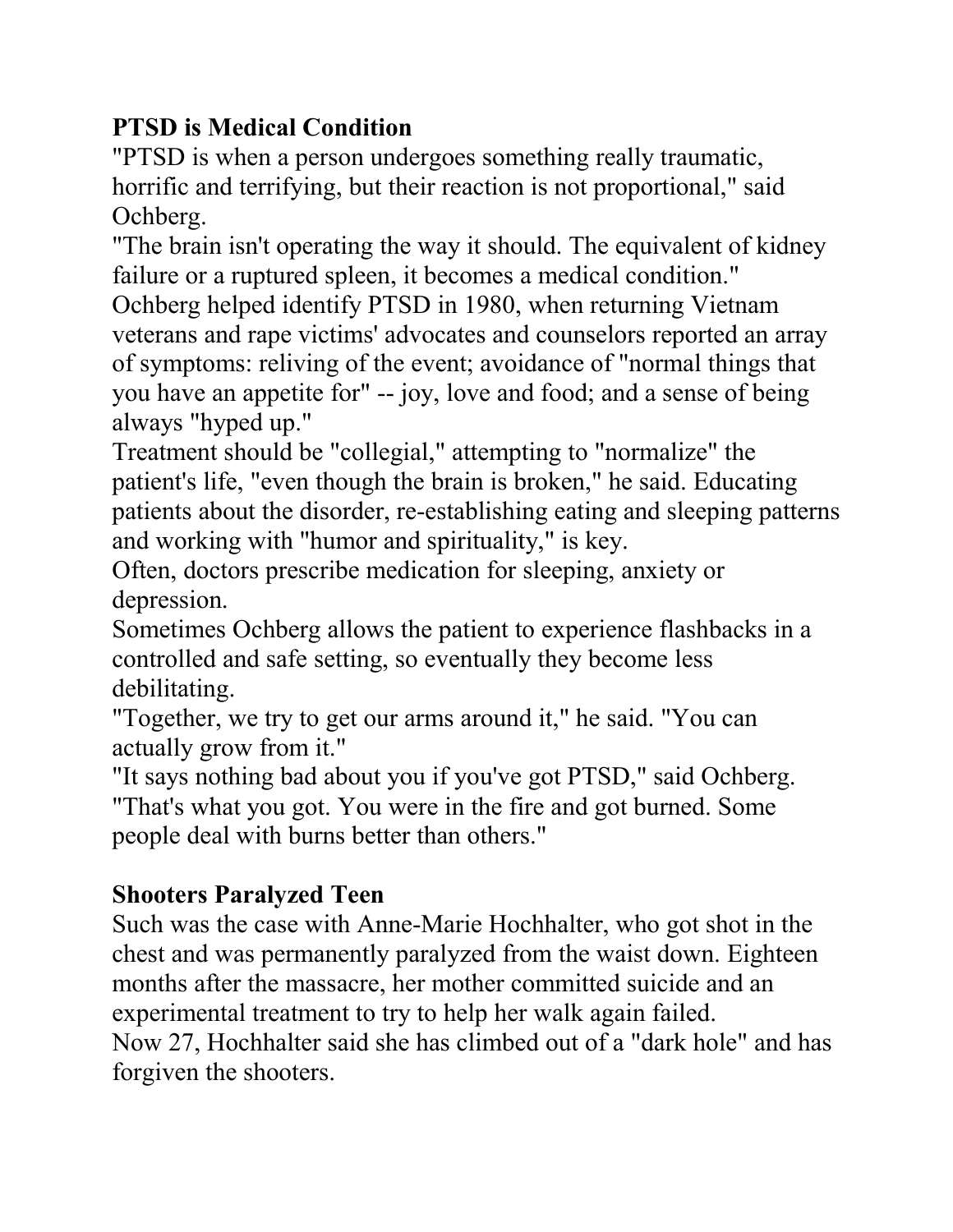**PTSD is Medical Condition**

"PTSD is when a person undergoes something really traumatic, horrific and terrifying, but their reaction is not proportional," said Ochberg.

"The brain isn't operating the way it should. The equivalent of kidney failure or a ruptured spleen, it becomes a medical condition."

Ochberg helped identify PTSD in 1980, when returning Vietnam veterans and rape victims' advocates and counselors reported an array of symptoms: reliving of the event; avoidance of "normal things that you have an appetite for" -- joy, love and food; and a sense of being always "hyped up."

Treatment should be "collegial," attempting to "normalize" the patient's life, "even though the brain is broken," he said. Educating patients about the disorder, re-establishing eating and sleeping patterns and working with "humor and spirituality," is key.

Often, doctors prescribe medication for sleeping, anxiety or depression.

Sometimes Ochberg allows the patient to experience flashbacks in a controlled and safe setting, so eventually they become less debilitating.

"Together, we try to get our arms around it," he said. "You can actually grow from it."

"It says nothing bad about you if you've got PTSD," said Ochberg. "That's what you got. You were in the fire and got burned. Some people deal with burns better than others."

**Shooters Paralyzed Teen**

Such was the case with Anne-Marie Hochhalter, who got shot in the chest and was permanently paralyzed from the waist down. Eighteen months after the massacre, her mother committed suicide and an experimental treatment to try to help her walk again failed.

Now 27, Hochhalter said she has climbed out of a "dark hole" and has forgiven the shooters.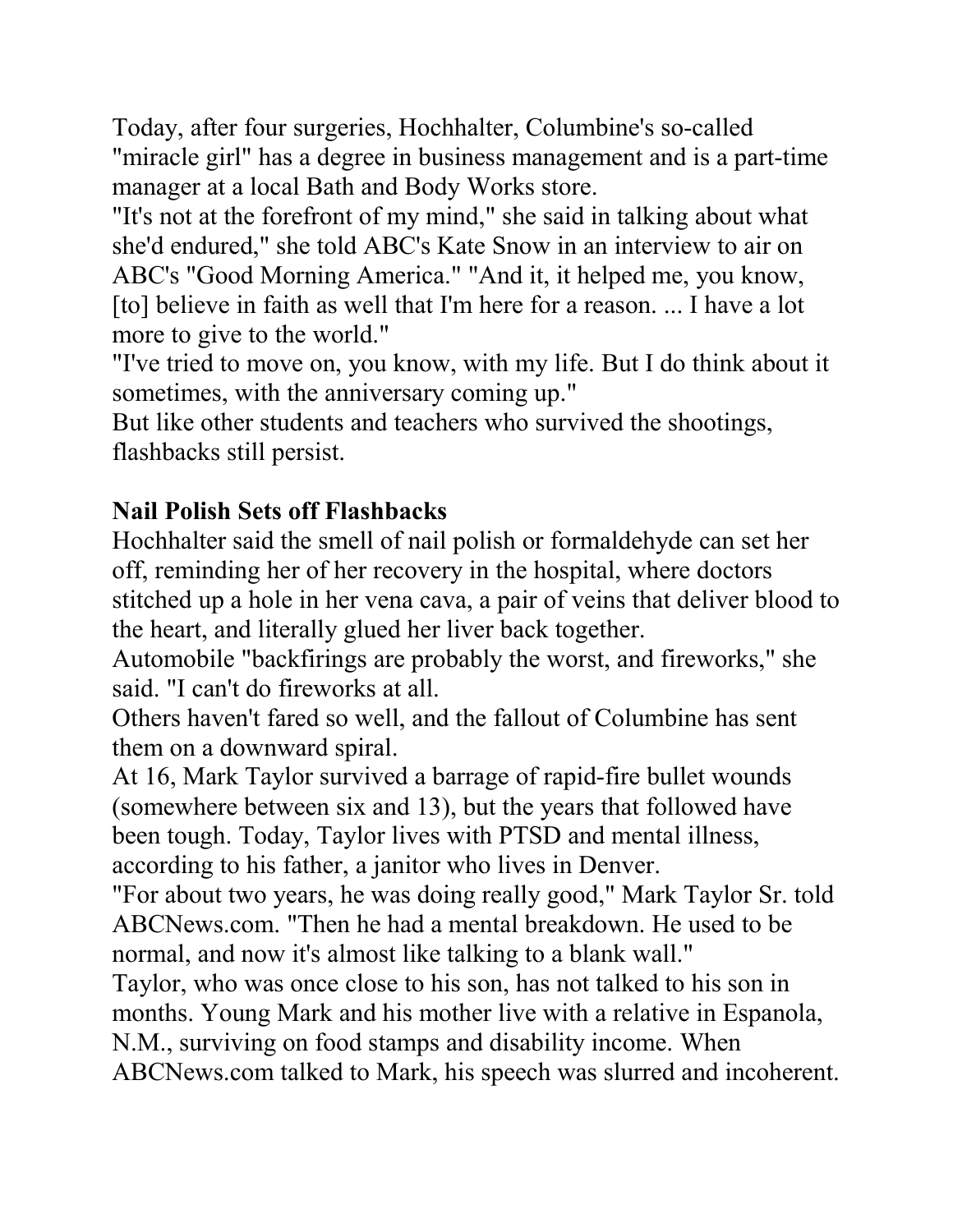Today, after four surgeries, Hochhalter, Columbine's so-called "miracle girl" has a degree in business management and is a part-time manager at a local Bath and Body Works store.

"It's not at the forefront of my mind," she said in talking about what she'd endured," she told ABC's Kate Snow in an interview to air on ABC's "Good Morning America." "And it, it helped me, you know, [to] believe in faith as well that I'm here for a reason. ... I have a lot more to give to the world."

"I've tried to move on, you know, with my life. But I do think about it sometimes, with the anniversary coming up."

But like other students and teachers who survived the shootings, flashbacks still persist.

**Nail Polish Sets off Flashbacks**

Hochhalter said the smell of nail polish or formaldehyde can set her off, reminding her of her recovery in the hospital, where doctors stitched up a hole in her vena cava, a pair of veins that deliver blood to the heart, and literally glued her liver back together.

Automobile "backfirings are probably the worst, and fireworks," she said. "I can't do fireworks at all.

Others haven't fared so well, and the fallout of Columbine has sent them on a downward spiral.

At 16, Mark Taylor survived a barrage of rapid-fire bullet wounds (somewhere between six and 13), but the years that followed have been tough. Today, Taylor lives with PTSD and mental illness, according to his father, a janitor who lives in Denver.

"For about two years, he was doing really good," Mark Taylor Sr. told ABCNews.com. "Then he had a mental breakdown. He used to be normal, and now it's almost like talking to a blank wall."

Taylor, who was once close to his son, has not talked to his son in months. Young Mark and his mother live with a relative in Espanola, N.M., surviving on food stamps and disability income. When ABCNews.com talked to Mark, his speech was slurred and incoherent.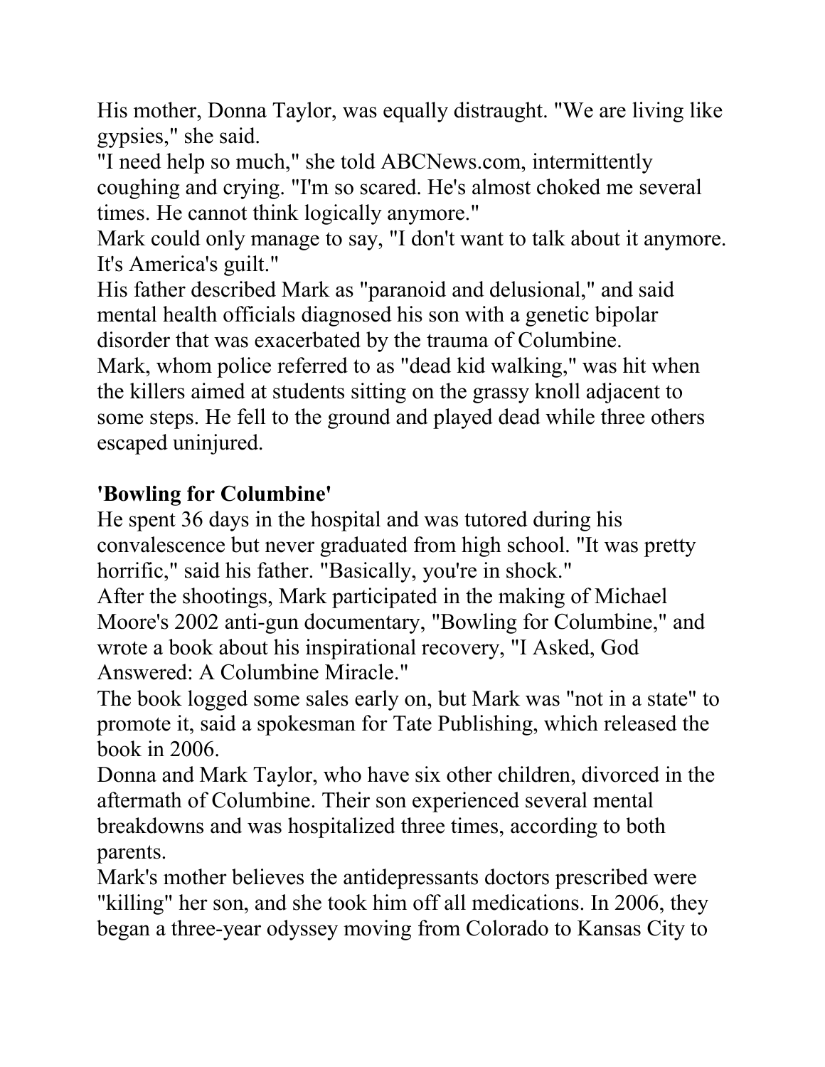His mother, Donna Taylor, was equally distraught. "We are living like gypsies," she said.

"I need help so much," she told ABCNews.com, intermittently coughing and crying. "I'm so scared. He's almost choked me several times. He cannot think logically anymore."

Mark could only manage to say, "I don't want to talk about it anymore. It's America's guilt."

His father described Mark as "paranoid and delusional," and said mental health officials diagnosed his son with a genetic bipolar disorder that was exacerbated by the trauma of Columbine.

Mark, whom police referred to as "dead kid walking," was hit when the killers aimed at students sitting on the grassy knoll adjacent to some steps. He fell to the ground and played dead while three others escaped uninjured.

**'Bowling for Columbine'**

He spent 36 days in the hospital and was tutored during his convalescence but never graduated from high school. "It was pretty horrific," said his father. "Basically, you're in shock."

After the shootings, Mark participated in the making of Michael Moore's 2002 anti-gun documentary, "Bowling for Columbine," and wrote a book about his inspirational recovery, "I Asked, God Answered: A Columbine Miracle."

The book logged some sales early on, but Mark was "not in a state" to promote it, said a spokesman for Tate Publishing, which released the book in 2006.

Donna and Mark Taylor, who have six other children, divorced in the aftermath of Columbine. Their son experienced several mental breakdowns and was hospitalized three times, according to both parents.

Mark's mother believes the antidepressants doctors prescribed were "killing" her son, and she took him off all medications. In 2006, they began a three-year odyssey moving from Colorado to Kansas City to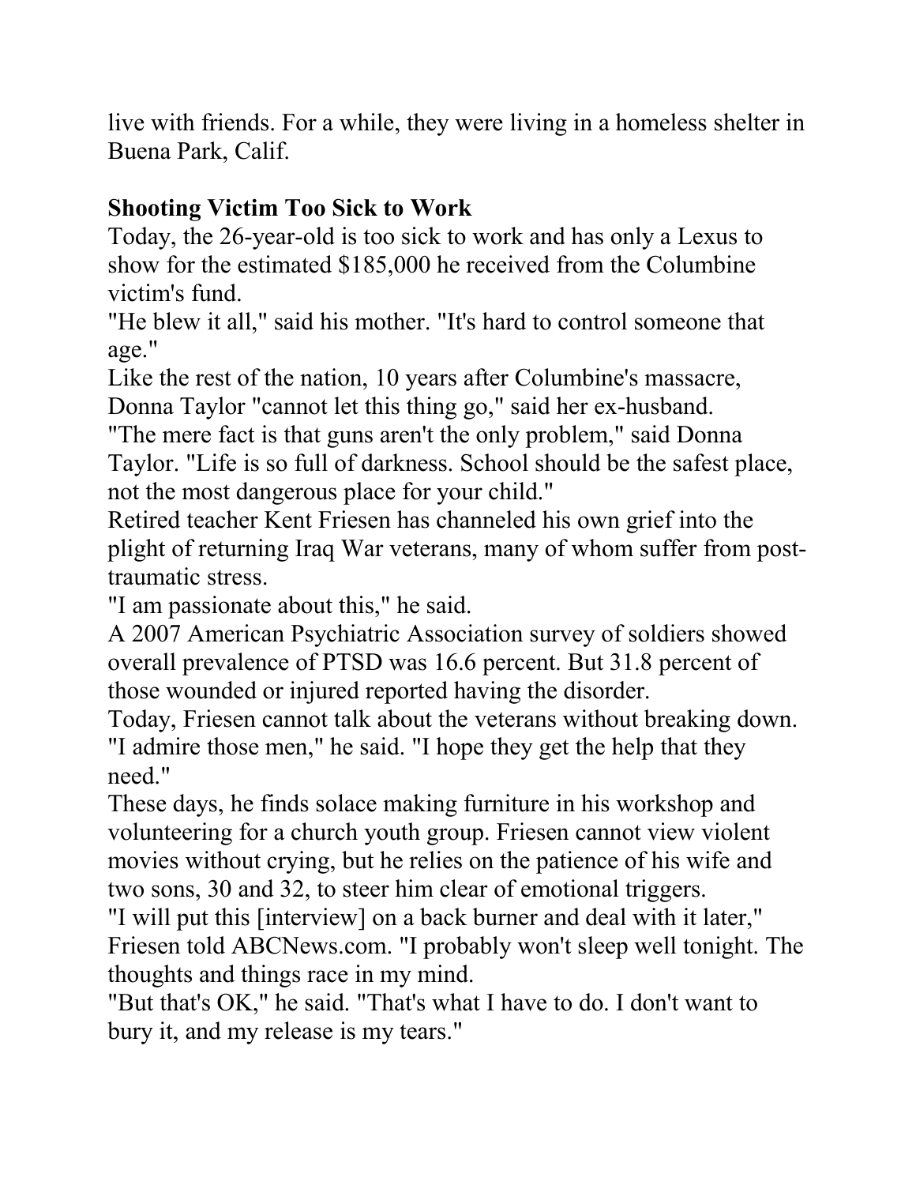live with friends. For a while, they were living in a homeless shelter in Buena Park, Calif.

**Shooting Victim Too Sick to Work**

Today, the 26-year-old is too sick to work and has only a Lexus to show for the estimated $185,000 he received from the Columbine victim's fund.

"He blew it all," said his mother. "It's hard to control someone that age."

Like the rest of the nation, 10 years after Columbine's massacre, Donna Taylor "cannot let this thing go," said her ex-husband.

"The mere fact is that guns aren't the only problem," said Donna Taylor. "Life is so full of darkness. School should be the safest place, not the most dangerous place for your child."

Retired teacher Kent Friesen has channeled his own grief into the plight of returning Iraq War veterans, many of whom suffer from post-traumatic stress.

"I am passionate about this," he said.

A 2007 American Psychiatric Association survey of soldiers showed overall prevalence of PTSD was 16.6 percent. But 31.8 percent of those wounded or injured reported having the disorder.

Today, Friesen cannot talk about the veterans without breaking down.

"I admire those men," he said. "I hope they get the help that they need."

These days, he finds solace making furniture in his workshop and volunteering for a church youth group. Friesen cannot view violent movies without crying, but he relies on the patience of his wife and two sons, 30 and 32, to steer him clear of emotional triggers.

"I will put this [interview] on a back burner and deal with it later," Friesen told ABCNews.com. "I probably won't sleep well tonight. The thoughts and things race in my mind.

"But that's OK," he said. "That's what I have to do. I don't want to bury it, and my release is my tears."